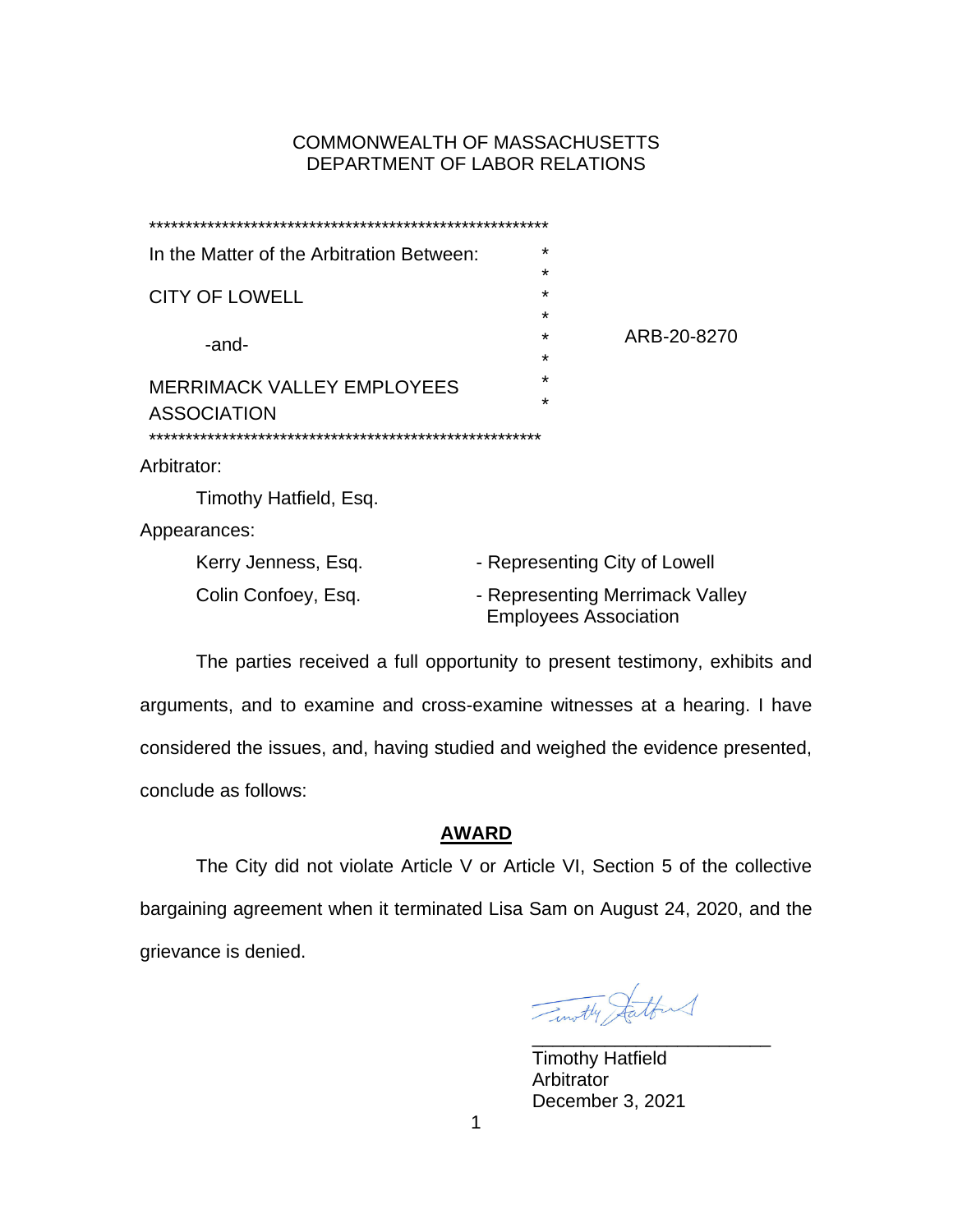COMMONWEALTH OF MASSACHUSETTS
DEPARTMENT OF LABOR RELATIONS

| | | |
|---|---|---|
| In the Matter of the Arbitration Between: | * | |
| CITY OF LOWELL | * | |
| -and- | * | ARB-20-8270 |
| MERRIMACK VALLEY EMPLOYEES ASSOCIATION | * | |

Arbitrator:

Timothy Hatfield, Esq.

Appearances:

Kerry Jenness, Esq. - Representing City of Lowell

Colin Confoey, Esq. - Representing Merrimack Valley Employees Association

The parties received a full opportunity to present testimony, exhibits and arguments, and to examine and cross-examine witnesses at a hearing. I have considered the issues, and, having studied and weighed the evidence presented, conclude as follows:

## AWARD

The City did not violate Article V or Article VI, Section 5 of the collective bargaining agreement when it terminated Lisa Sam on August 24, 2020, and the grievance is denied.

Timothy Hatfield
Arbitrator
December 3, 2021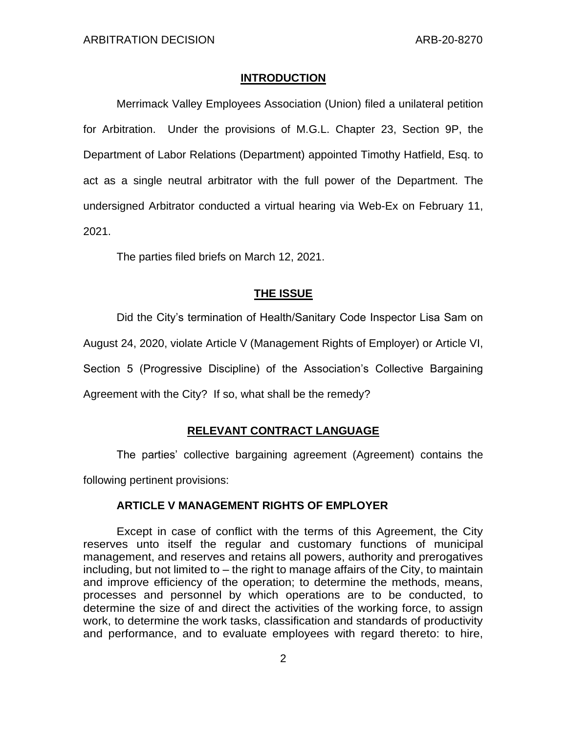## INTRODUCTION

Merrimack Valley Employees Association (Union) filed a unilateral petition for Arbitration. Under the provisions of M.G.L. Chapter 23, Section 9P, the Department of Labor Relations (Department) appointed Timothy Hatfield, Esq. to act as a single neutral arbitrator with the full power of the Department. The undersigned Arbitrator conducted a virtual hearing via Web-Ex on February 11, 2021.

The parties filed briefs on March 12, 2021.

## THE ISSUE

Did the City's termination of Health/Sanitary Code Inspector Lisa Sam on August 24, 2020, violate Article V (Management Rights of Employer) or Article VI, Section 5 (Progressive Discipline) of the Association's Collective Bargaining Agreement with the City? If so, what shall be the remedy?

## RELEVANT CONTRACT LANGUAGE

The parties' collective bargaining agreement (Agreement) contains the following pertinent provisions:

### ARTICLE V MANAGEMENT RIGHTS OF EMPLOYER

Except in case of conflict with the terms of this Agreement, the City reserves unto itself the regular and customary functions of municipal management, and reserves and retains all powers, authority and prerogatives including, but not limited to – the right to manage affairs of the City, to maintain and improve efficiency of the operation; to determine the methods, means, processes and personnel by which operations are to be conducted, to determine the size of and direct the activities of the working force, to assign work, to determine the work tasks, classification and standards of productivity and performance, and to evaluate employees with regard thereto: to hire,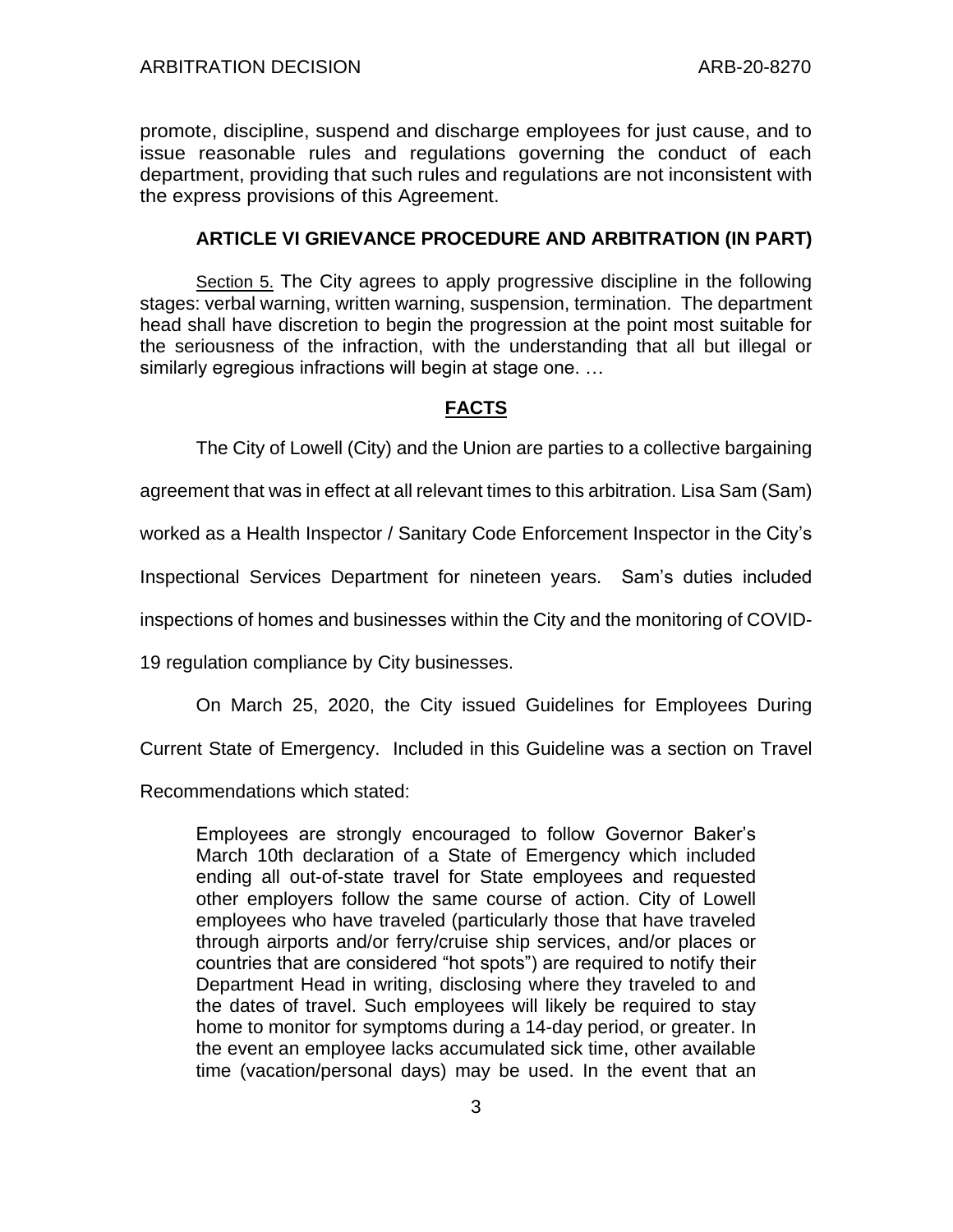promote, discipline, suspend and discharge employees for just cause, and to issue reasonable rules and regulations governing the conduct of each department, providing that such rules and regulations are not inconsistent with the express provisions of this Agreement.

### ARTICLE VI GRIEVANCE PROCEDURE AND ARBITRATION (IN PART)

Section 5. The City agrees to apply progressive discipline in the following stages: verbal warning, written warning, suspension, termination. The department head shall have discretion to begin the progression at the point most suitable for the seriousness of the infraction, with the understanding that all but illegal or similarly egregious infractions will begin at stage one. …

## FACTS

The City of Lowell (City) and the Union are parties to a collective bargaining agreement that was in effect at all relevant times to this arbitration. Lisa Sam (Sam) worked as a Health Inspector / Sanitary Code Enforcement Inspector in the City's Inspectional Services Department for nineteen years. Sam's duties included inspections of homes and businesses within the City and the monitoring of COVID-19 regulation compliance by City businesses.

On March 25, 2020, the City issued Guidelines for Employees During Current State of Emergency. Included in this Guideline was a section on Travel Recommendations which stated:

> Employees are strongly encouraged to follow Governor Baker's March 10th declaration of a State of Emergency which included ending all out-of-state travel for State employees and requested other employers follow the same course of action. City of Lowell employees who have traveled (particularly those that have traveled through airports and/or ferry/cruise ship services, and/or places or countries that are considered "hot spots") are required to notify their Department Head in writing, disclosing where they traveled to and the dates of travel. Such employees will likely be required to stay home to monitor for symptoms during a 14-day period, or greater. In the event an employee lacks accumulated sick time, other available time (vacation/personal days) may be used. In the event that an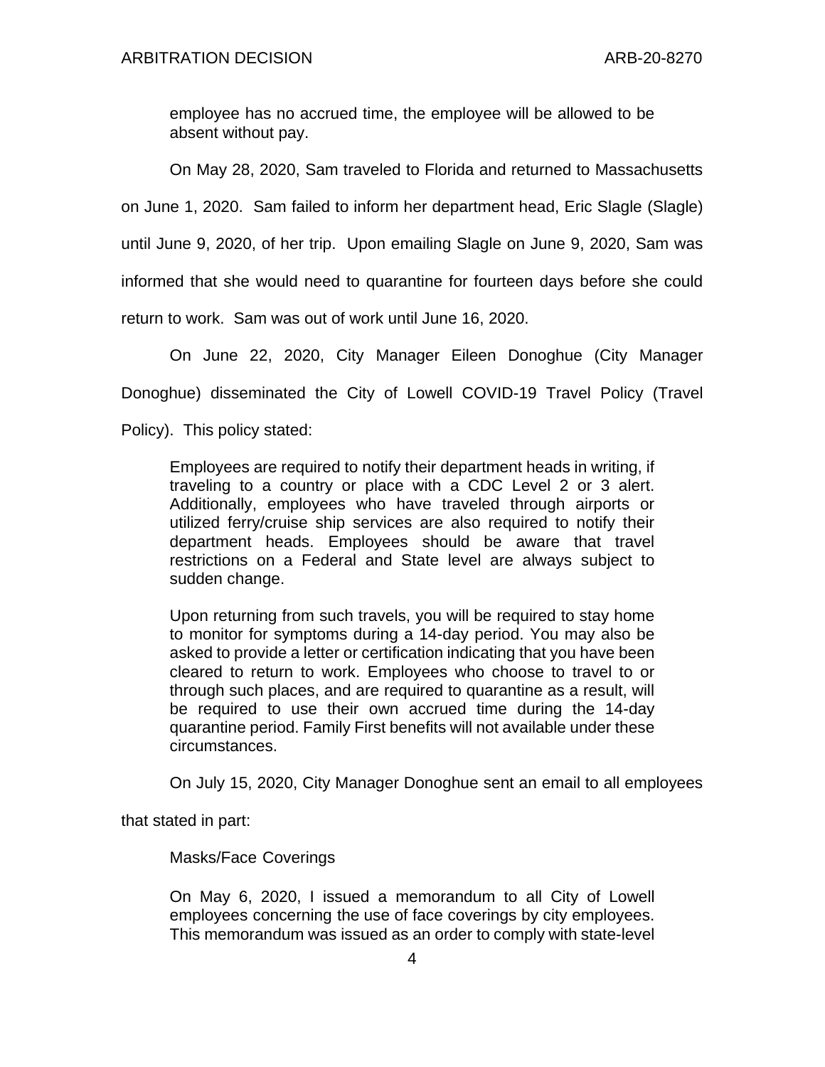employee has no accrued time, the employee will be allowed to be absent without pay.

On May 28, 2020, Sam traveled to Florida and returned to Massachusetts on June 1, 2020. Sam failed to inform her department head, Eric Slagle (Slagle) until June 9, 2020, of her trip. Upon emailing Slagle on June 9, 2020, Sam was informed that she would need to quarantine for fourteen days before she could return to work. Sam was out of work until June 16, 2020.

On June 22, 2020, City Manager Eileen Donoghue (City Manager Donoghue) disseminated the City of Lowell COVID-19 Travel Policy (Travel Policy). This policy stated:

> Employees are required to notify their department heads in writing, if traveling to a country or place with a CDC Level 2 or 3 alert. Additionally, employees who have traveled through airports or utilized ferry/cruise ship services are also required to notify their department heads. Employees should be aware that travel restrictions on a Federal and State level are always subject to sudden change.
>
> Upon returning from such travels, you will be required to stay home to monitor for symptoms during a 14-day period. You may also be asked to provide a letter or certification indicating that you have been cleared to return to work. Employees who choose to travel to or through such places, and are required to quarantine as a result, will be required to use their own accrued time during the 14-day quarantine period. Family First benefits will not available under these circumstances.

On July 15, 2020, City Manager Donoghue sent an email to all employees that stated in part:

> Masks/Face Coverings
>
> On May 6, 2020, I issued a memorandum to all City of Lowell employees concerning the use of face coverings by city employees. This memorandum was issued as an order to comply with state-level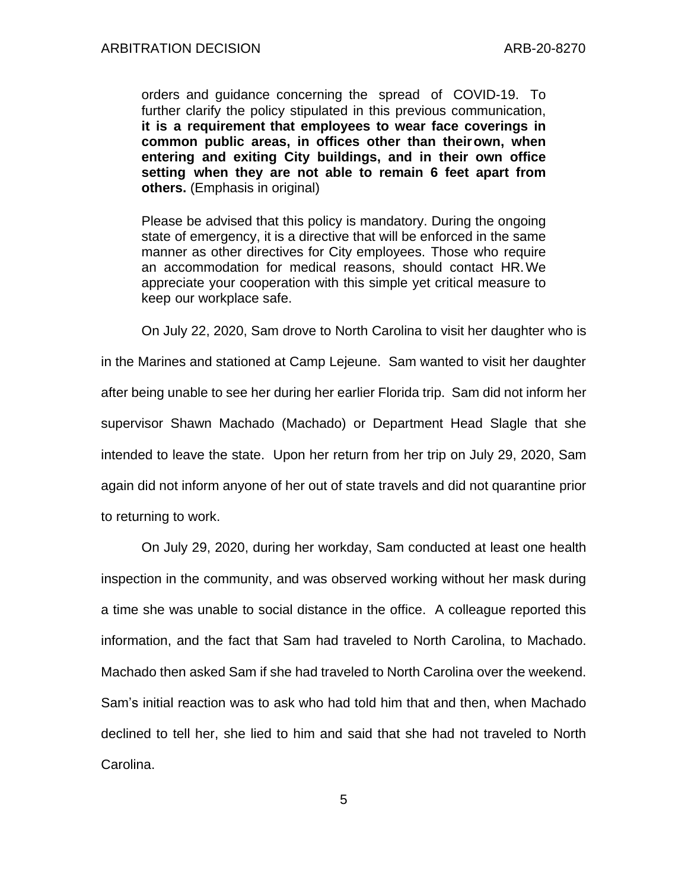> orders and guidance concerning the spread of COVID-19. To further clarify the policy stipulated in this previous communication, **it is a requirement that employees to wear face coverings in common public areas, in offices other than their own, when entering and exiting City buildings, and in their own office setting when they are not able to remain 6 feet apart from others.** (Emphasis in original)
>
> Please be advised that this policy is mandatory. During the ongoing state of emergency, it is a directive that will be enforced in the same manner as other directives for City employees. Those who require an accommodation for medical reasons, should contact HR. We appreciate your cooperation with this simple yet critical measure to keep our workplace safe.

On July 22, 2020, Sam drove to North Carolina to visit her daughter who is in the Marines and stationed at Camp Lejeune. Sam wanted to visit her daughter after being unable to see her during her earlier Florida trip. Sam did not inform her supervisor Shawn Machado (Machado) or Department Head Slagle that she intended to leave the state. Upon her return from her trip on July 29, 2020, Sam again did not inform anyone of her out of state travels and did not quarantine prior to returning to work.

On July 29, 2020, during her workday, Sam conducted at least one health inspection in the community, and was observed working without her mask during a time she was unable to social distance in the office. A colleague reported this information, and the fact that Sam had traveled to North Carolina, to Machado. Machado then asked Sam if she had traveled to North Carolina over the weekend. Sam's initial reaction was to ask who had told him that and then, when Machado declined to tell her, she lied to him and said that she had not traveled to North Carolina.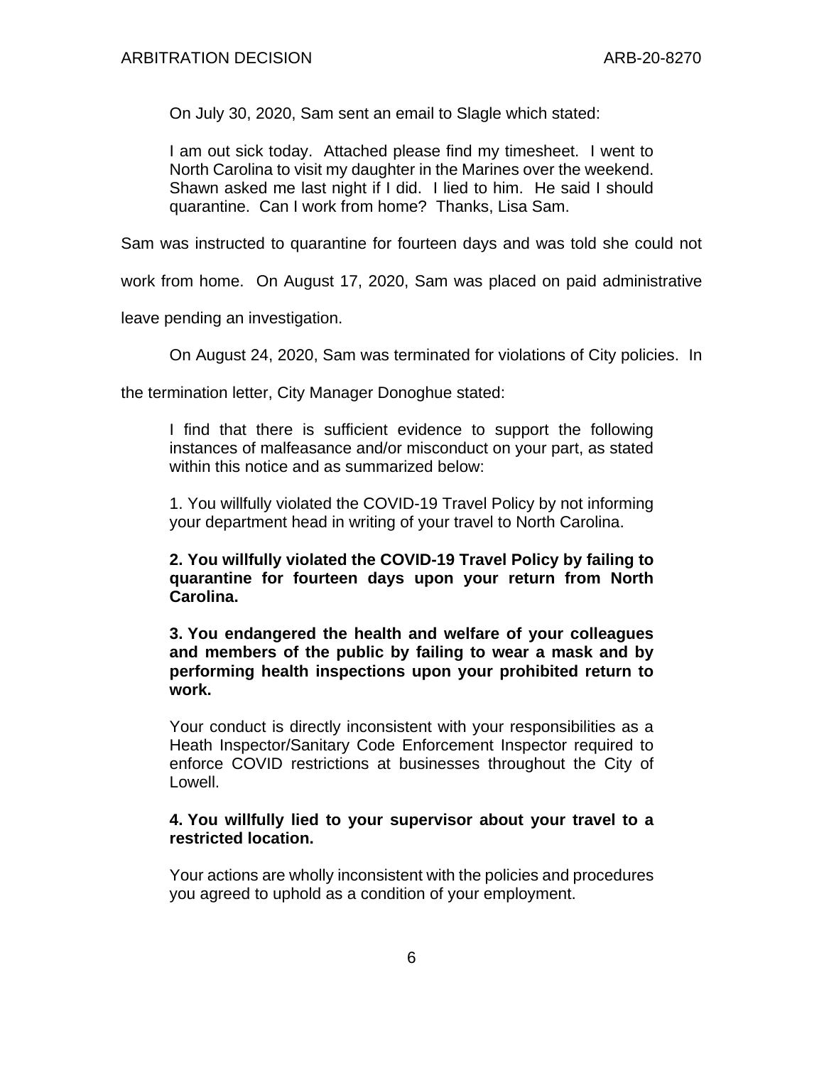On July 30, 2020, Sam sent an email to Slagle which stated:

> I am out sick today. Attached please find my timesheet. I went to North Carolina to visit my daughter in the Marines over the weekend. Shawn asked me last night if I did. I lied to him. He said I should quarantine. Can I work from home? Thanks, Lisa Sam.

Sam was instructed to quarantine for fourteen days and was told she could not work from home. On August 17, 2020, Sam was placed on paid administrative leave pending an investigation.

On August 24, 2020, Sam was terminated for violations of City policies. In the termination letter, City Manager Donoghue stated:

> I find that there is sufficient evidence to support the following instances of malfeasance and/or misconduct on your part, as stated within this notice and as summarized below:
>
> 1. You willfully violated the COVID-19 Travel Policy by not informing your department head in writing of your travel to North Carolina.
>
> **2. You willfully violated the COVID-19 Travel Policy by failing to quarantine for fourteen days upon your return from North Carolina.**
>
> **3. You endangered the health and welfare of your colleagues and members of the public by failing to wear a mask and by performing health inspections upon your prohibited return to work.**
>
> Your conduct is directly inconsistent with your responsibilities as a Heath Inspector/Sanitary Code Enforcement Inspector required to enforce COVID restrictions at businesses throughout the City of Lowell.
>
> **4. You willfully lied to your supervisor about your travel to a restricted location.**
>
> Your actions are wholly inconsistent with the policies and procedures you agreed to uphold as a condition of your employment.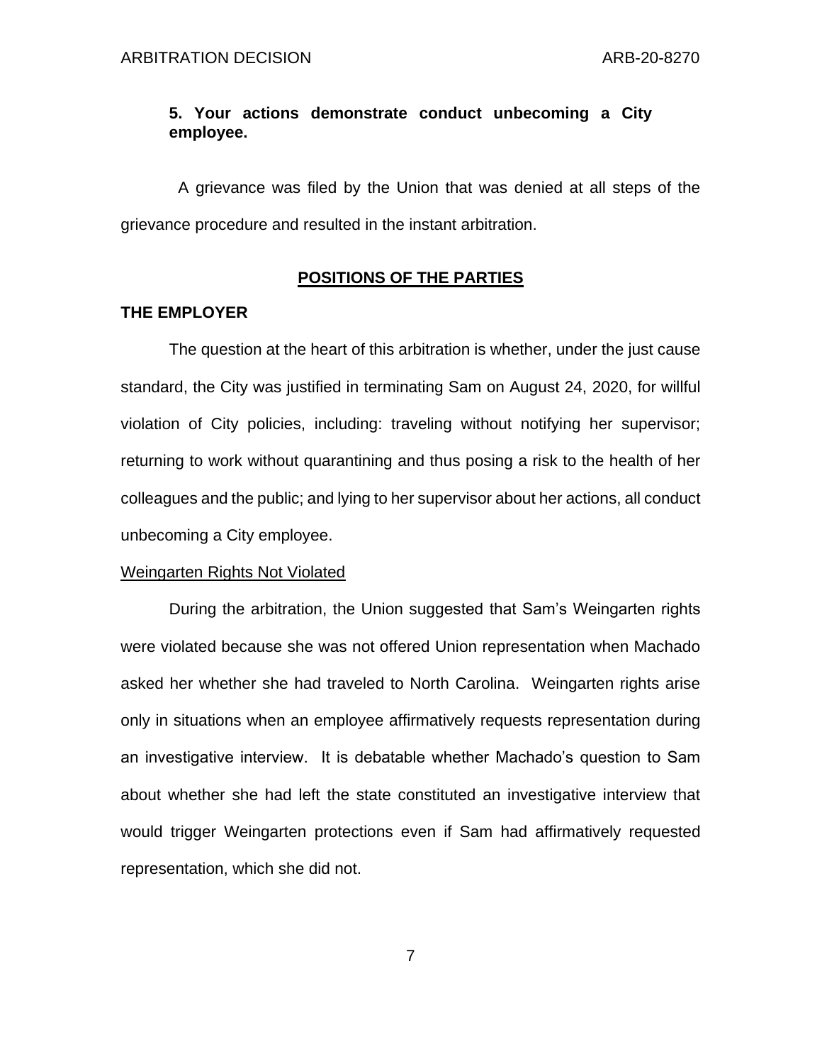**5. Your actions demonstrate conduct unbecoming a City employee.**

A grievance was filed by the Union that was denied at all steps of the grievance procedure and resulted in the instant arbitration.

## POSITIONS OF THE PARTIES

### THE EMPLOYER

The question at the heart of this arbitration is whether, under the just cause standard, the City was justified in terminating Sam on August 24, 2020, for willful violation of City policies, including: traveling without notifying her supervisor; returning to work without quarantining and thus posing a risk to the health of her colleagues and the public; and lying to her supervisor about her actions, all conduct unbecoming a City employee.

Weingarten Rights Not Violated

During the arbitration, the Union suggested that Sam's Weingarten rights were violated because she was not offered Union representation when Machado asked her whether she had traveled to North Carolina. Weingarten rights arise only in situations when an employee affirmatively requests representation during an investigative interview. It is debatable whether Machado's question to Sam about whether she had left the state constituted an investigative interview that would trigger Weingarten protections even if Sam had affirmatively requested representation, which she did not.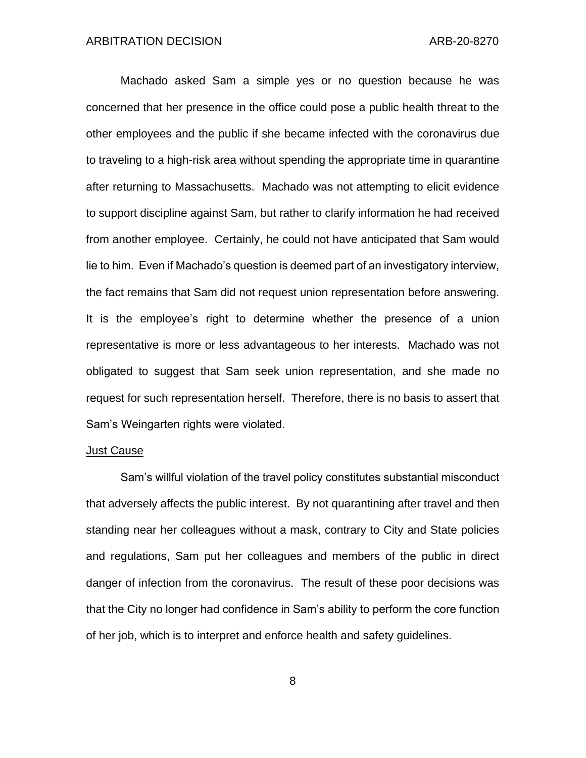Machado asked Sam a simple yes or no question because he was concerned that her presence in the office could pose a public health threat to the other employees and the public if she became infected with the coronavirus due to traveling to a high-risk area without spending the appropriate time in quarantine after returning to Massachusetts. Machado was not attempting to elicit evidence to support discipline against Sam, but rather to clarify information he had received from another employee. Certainly, he could not have anticipated that Sam would lie to him. Even if Machado's question is deemed part of an investigatory interview, the fact remains that Sam did not request union representation before answering. It is the employee's right to determine whether the presence of a union representative is more or less advantageous to her interests. Machado was not obligated to suggest that Sam seek union representation, and she made no request for such representation herself. Therefore, there is no basis to assert that Sam's Weingarten rights were violated.

Just Cause

Sam's willful violation of the travel policy constitutes substantial misconduct that adversely affects the public interest. By not quarantining after travel and then standing near her colleagues without a mask, contrary to City and State policies and regulations, Sam put her colleagues and members of the public in direct danger of infection from the coronavirus. The result of these poor decisions was that the City no longer had confidence in Sam's ability to perform the core function of her job, which is to interpret and enforce health and safety guidelines.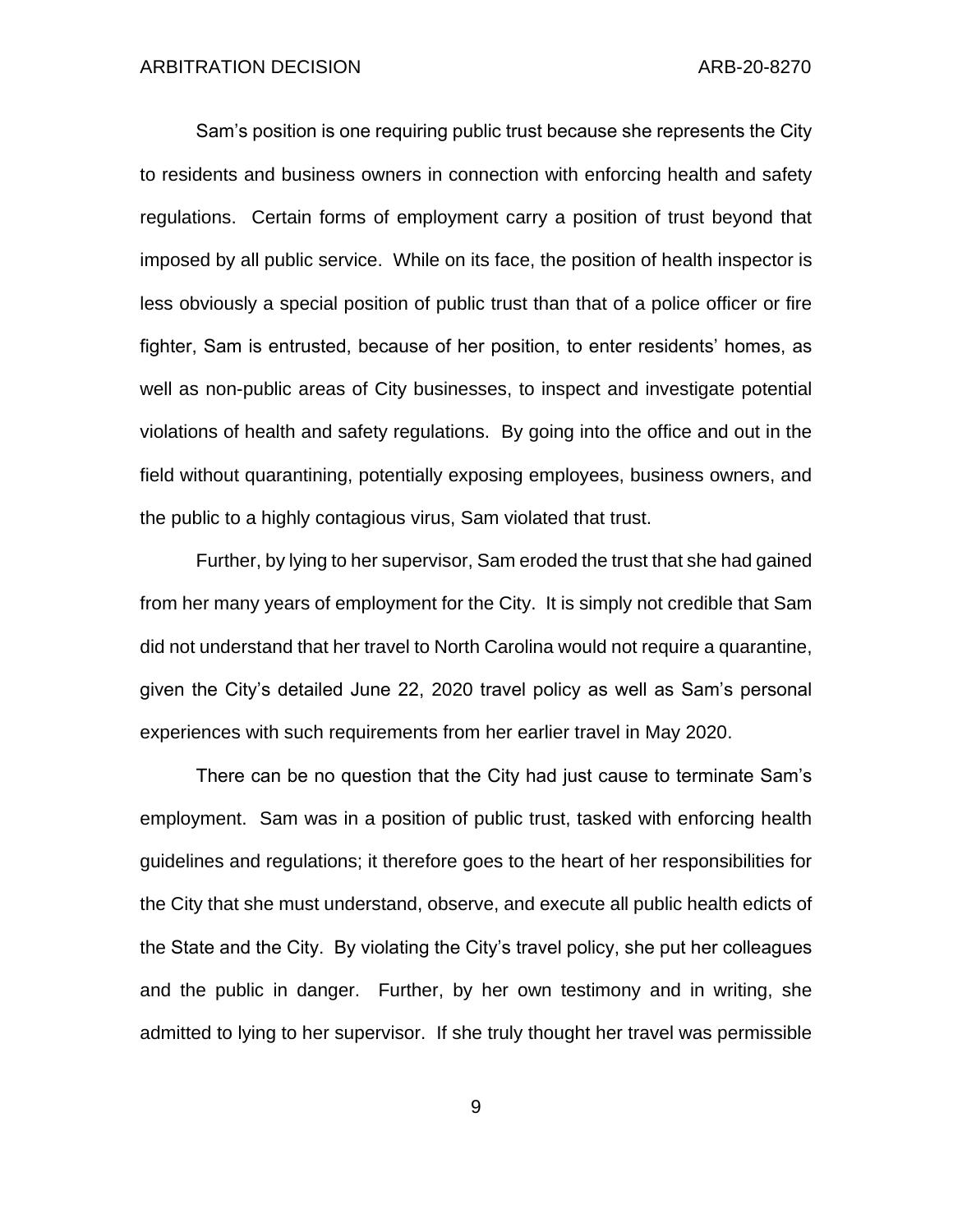Sam's position is one requiring public trust because she represents the City to residents and business owners in connection with enforcing health and safety regulations. Certain forms of employment carry a position of trust beyond that imposed by all public service. While on its face, the position of health inspector is less obviously a special position of public trust than that of a police officer or fire fighter, Sam is entrusted, because of her position, to enter residents' homes, as well as non-public areas of City businesses, to inspect and investigate potential violations of health and safety regulations. By going into the office and out in the field without quarantining, potentially exposing employees, business owners, and the public to a highly contagious virus, Sam violated that trust.

Further, by lying to her supervisor, Sam eroded the trust that she had gained from her many years of employment for the City. It is simply not credible that Sam did not understand that her travel to North Carolina would not require a quarantine, given the City's detailed June 22, 2020 travel policy as well as Sam's personal experiences with such requirements from her earlier travel in May 2020.

There can be no question that the City had just cause to terminate Sam's employment. Sam was in a position of public trust, tasked with enforcing health guidelines and regulations; it therefore goes to the heart of her responsibilities for the City that she must understand, observe, and execute all public health edicts of the State and the City. By violating the City's travel policy, she put her colleagues and the public in danger. Further, by her own testimony and in writing, she admitted to lying to her supervisor. If she truly thought her travel was permissible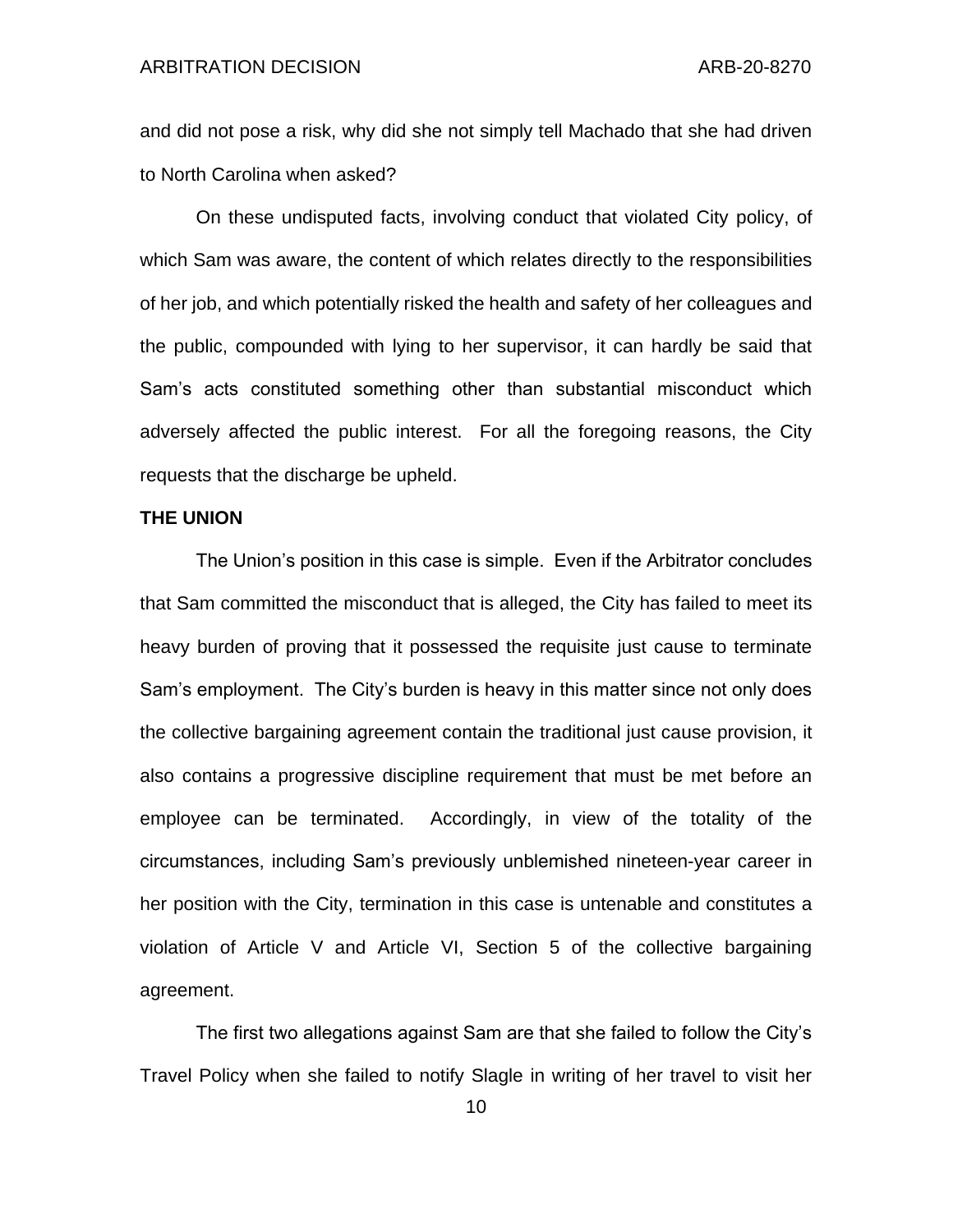and did not pose a risk, why did she not simply tell Machado that she had driven to North Carolina when asked?

On these undisputed facts, involving conduct that violated City policy, of which Sam was aware, the content of which relates directly to the responsibilities of her job, and which potentially risked the health and safety of her colleagues and the public, compounded with lying to her supervisor, it can hardly be said that Sam's acts constituted something other than substantial misconduct which adversely affected the public interest. For all the foregoing reasons, the City requests that the discharge be upheld.

**THE UNION**

The Union's position in this case is simple. Even if the Arbitrator concludes that Sam committed the misconduct that is alleged, the City has failed to meet its heavy burden of proving that it possessed the requisite just cause to terminate Sam's employment. The City's burden is heavy in this matter since not only does the collective bargaining agreement contain the traditional just cause provision, it also contains a progressive discipline requirement that must be met before an employee can be terminated. Accordingly, in view of the totality of the circumstances, including Sam's previously unblemished nineteen-year career in her position with the City, termination in this case is untenable and constitutes a violation of Article V and Article VI, Section 5 of the collective bargaining agreement.

The first two allegations against Sam are that she failed to follow the City's Travel Policy when she failed to notify Slagle in writing of her travel to visit her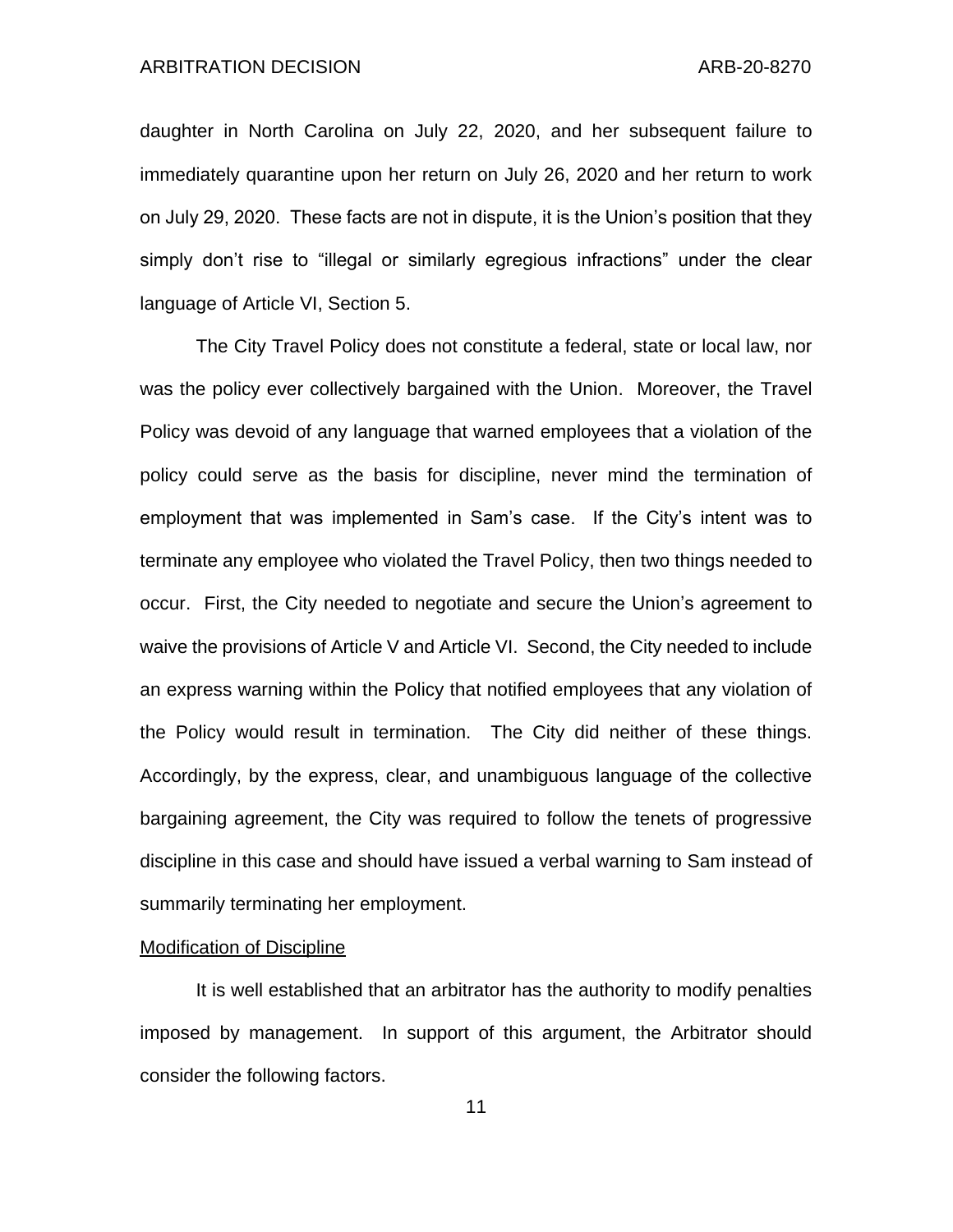daughter in North Carolina on July 22, 2020, and her subsequent failure to immediately quarantine upon her return on July 26, 2020 and her return to work on July 29, 2020. These facts are not in dispute, it is the Union's position that they simply don't rise to "illegal or similarly egregious infractions" under the clear language of Article VI, Section 5.

The City Travel Policy does not constitute a federal, state or local law, nor was the policy ever collectively bargained with the Union. Moreover, the Travel Policy was devoid of any language that warned employees that a violation of the policy could serve as the basis for discipline, never mind the termination of employment that was implemented in Sam's case. If the City's intent was to terminate any employee who violated the Travel Policy, then two things needed to occur. First, the City needed to negotiate and secure the Union's agreement to waive the provisions of Article V and Article VI. Second, the City needed to include an express warning within the Policy that notified employees that any violation of the Policy would result in termination. The City did neither of these things. Accordingly, by the express, clear, and unambiguous language of the collective bargaining agreement, the City was required to follow the tenets of progressive discipline in this case and should have issued a verbal warning to Sam instead of summarily terminating her employment.

<u>Modification of Discipline</u>

It is well established that an arbitrator has the authority to modify penalties imposed by management. In support of this argument, the Arbitrator should consider the following factors.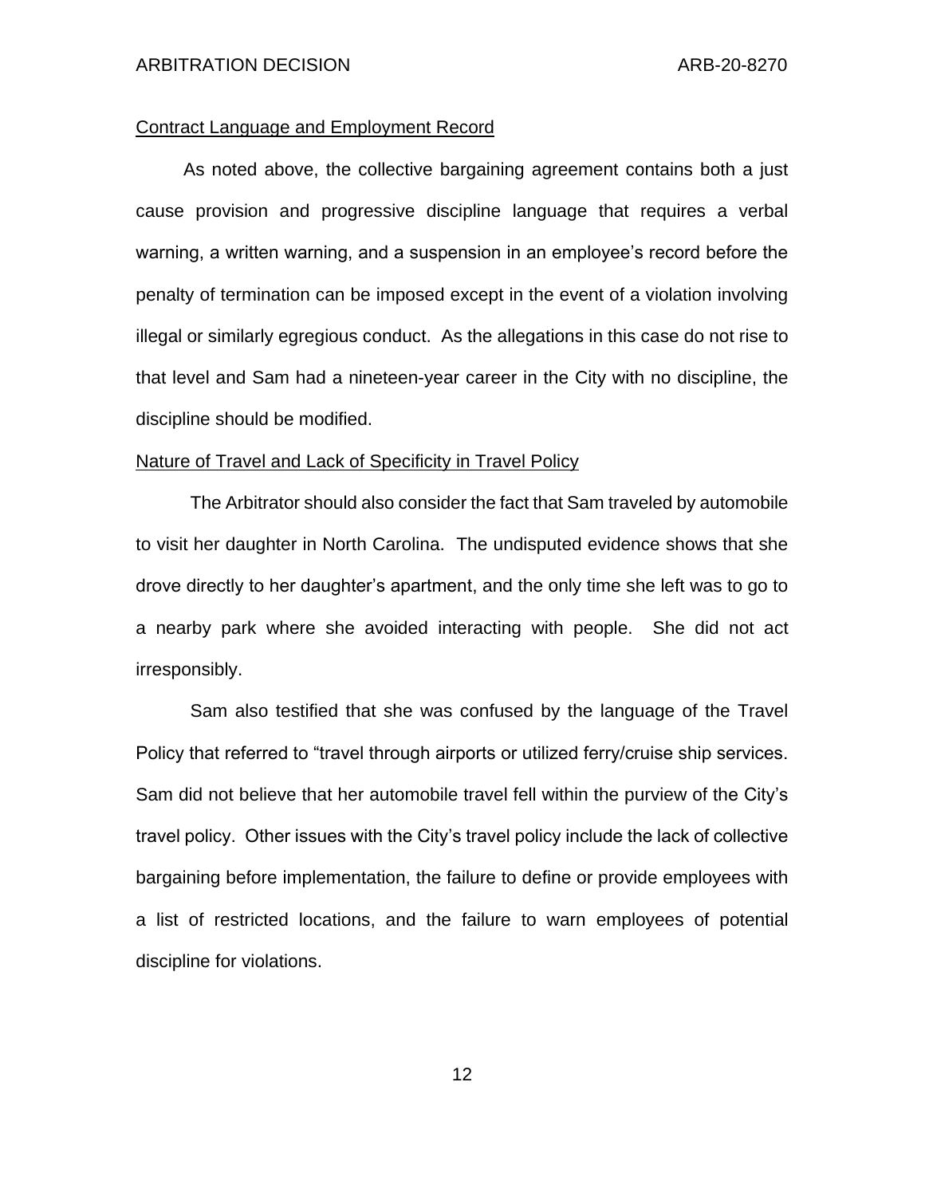Contract Language and Employment Record

As noted above, the collective bargaining agreement contains both a just cause provision and progressive discipline language that requires a verbal warning, a written warning, and a suspension in an employee's record before the penalty of termination can be imposed except in the event of a violation involving illegal or similarly egregious conduct. As the allegations in this case do not rise to that level and Sam had a nineteen-year career in the City with no discipline, the discipline should be modified.

Nature of Travel and Lack of Specificity in Travel Policy

The Arbitrator should also consider the fact that Sam traveled by automobile to visit her daughter in North Carolina. The undisputed evidence shows that she drove directly to her daughter's apartment, and the only time she left was to go to a nearby park where she avoided interacting with people. She did not act irresponsibly.

Sam also testified that she was confused by the language of the Travel Policy that referred to "travel through airports or utilized ferry/cruise ship services. Sam did not believe that her automobile travel fell within the purview of the City's travel policy. Other issues with the City's travel policy include the lack of collective bargaining before implementation, the failure to define or provide employees with a list of restricted locations, and the failure to warn employees of potential discipline for violations.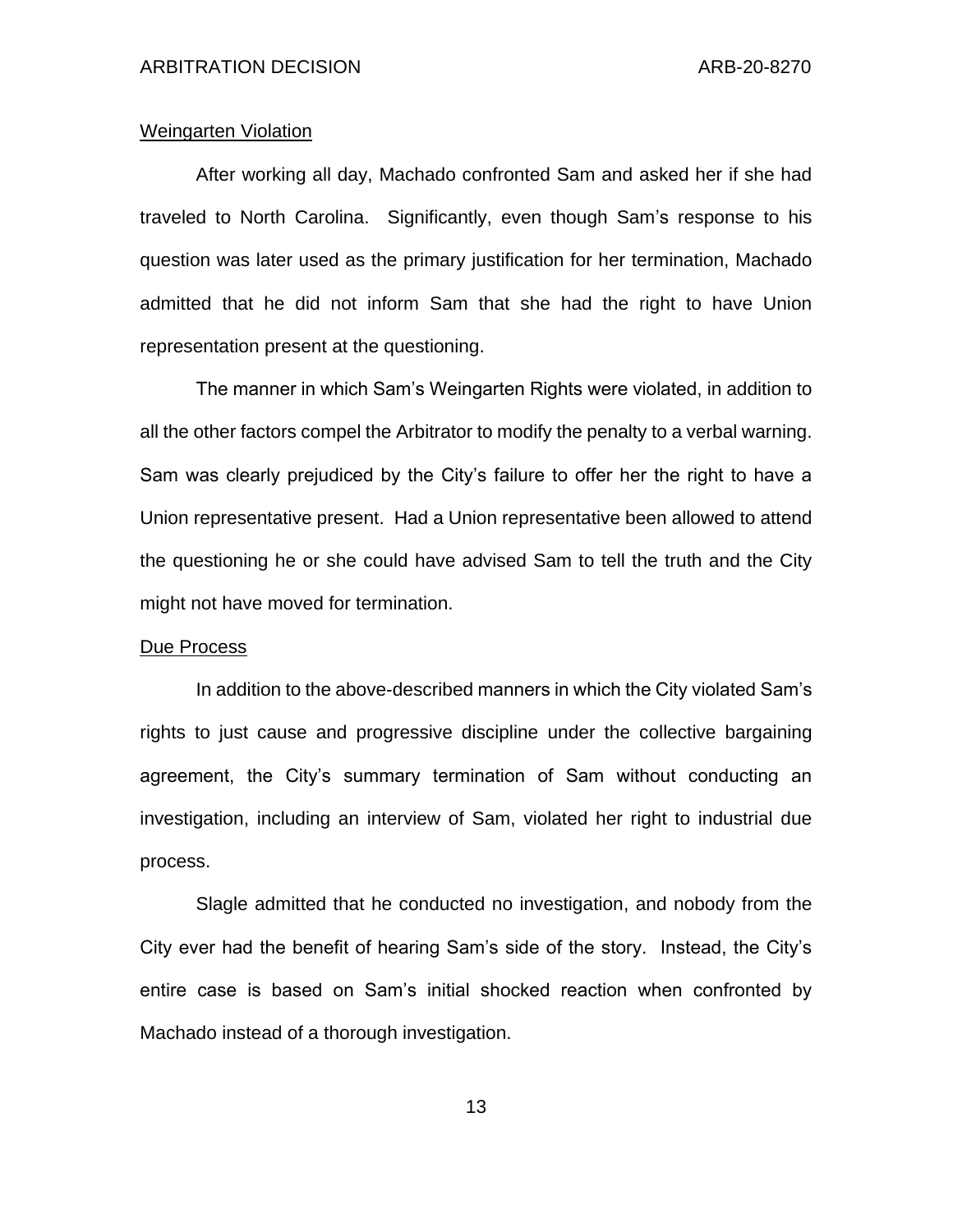Weingarten Violation

After working all day, Machado confronted Sam and asked her if she had traveled to North Carolina. Significantly, even though Sam's response to his question was later used as the primary justification for her termination, Machado admitted that he did not inform Sam that she had the right to have Union representation present at the questioning.

The manner in which Sam's Weingarten Rights were violated, in addition to all the other factors compel the Arbitrator to modify the penalty to a verbal warning. Sam was clearly prejudiced by the City's failure to offer her the right to have a Union representative present. Had a Union representative been allowed to attend the questioning he or she could have advised Sam to tell the truth and the City might not have moved for termination.

Due Process

In addition to the above-described manners in which the City violated Sam's rights to just cause and progressive discipline under the collective bargaining agreement, the City's summary termination of Sam without conducting an investigation, including an interview of Sam, violated her right to industrial due process.

Slagle admitted that he conducted no investigation, and nobody from the City ever had the benefit of hearing Sam's side of the story. Instead, the City's entire case is based on Sam's initial shocked reaction when confronted by Machado instead of a thorough investigation.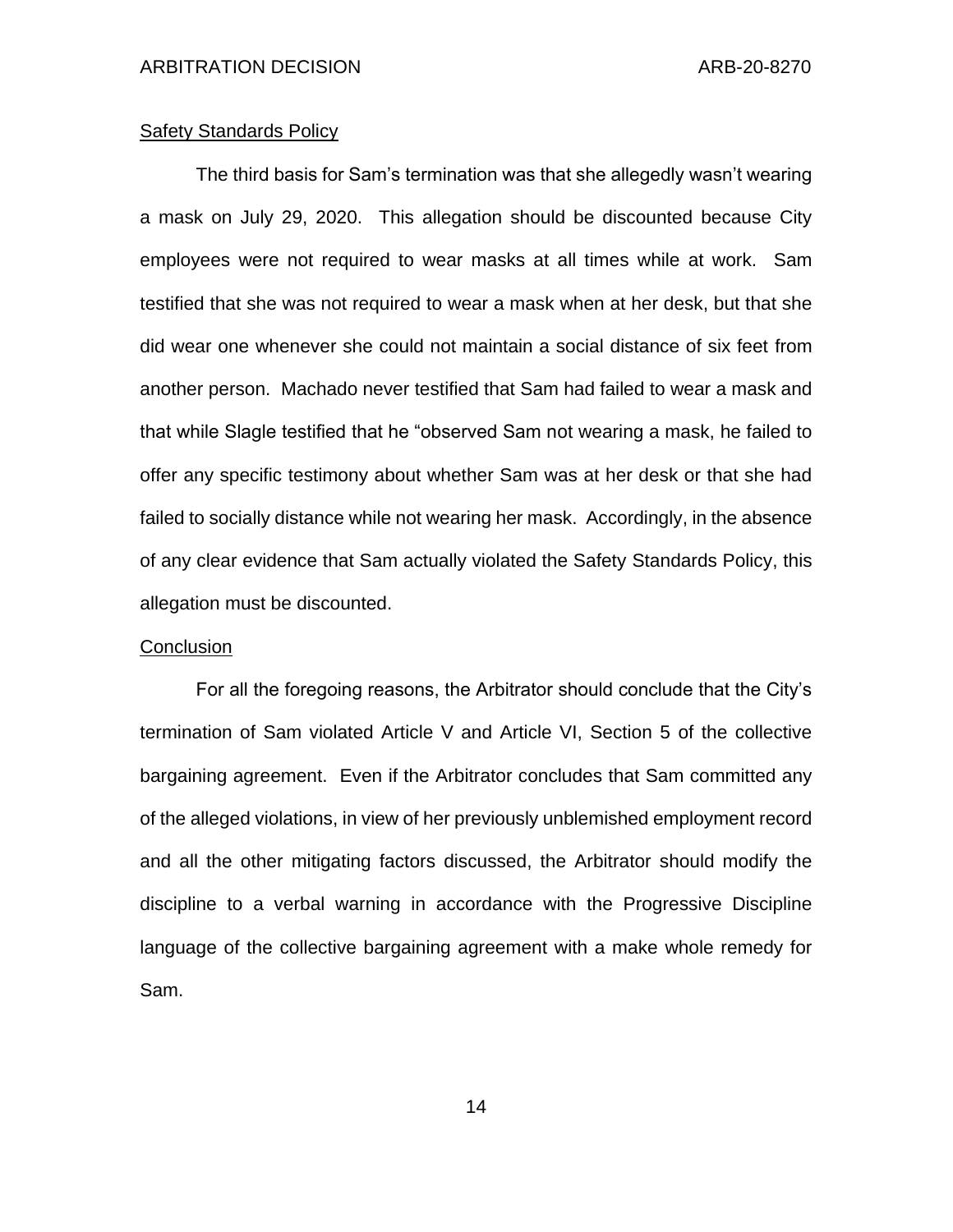Safety Standards Policy

The third basis for Sam's termination was that she allegedly wasn't wearing a mask on July 29, 2020. This allegation should be discounted because City employees were not required to wear masks at all times while at work. Sam testified that she was not required to wear a mask when at her desk, but that she did wear one whenever she could not maintain a social distance of six feet from another person. Machado never testified that Sam had failed to wear a mask and that while Slagle testified that he "observed Sam not wearing a mask, he failed to offer any specific testimony about whether Sam was at her desk or that she had failed to socially distance while not wearing her mask. Accordingly, in the absence of any clear evidence that Sam actually violated the Safety Standards Policy, this allegation must be discounted.

Conclusion

For all the foregoing reasons, the Arbitrator should conclude that the City's termination of Sam violated Article V and Article VI, Section 5 of the collective bargaining agreement. Even if the Arbitrator concludes that Sam committed any of the alleged violations, in view of her previously unblemished employment record and all the other mitigating factors discussed, the Arbitrator should modify the discipline to a verbal warning in accordance with the Progressive Discipline language of the collective bargaining agreement with a make whole remedy for Sam.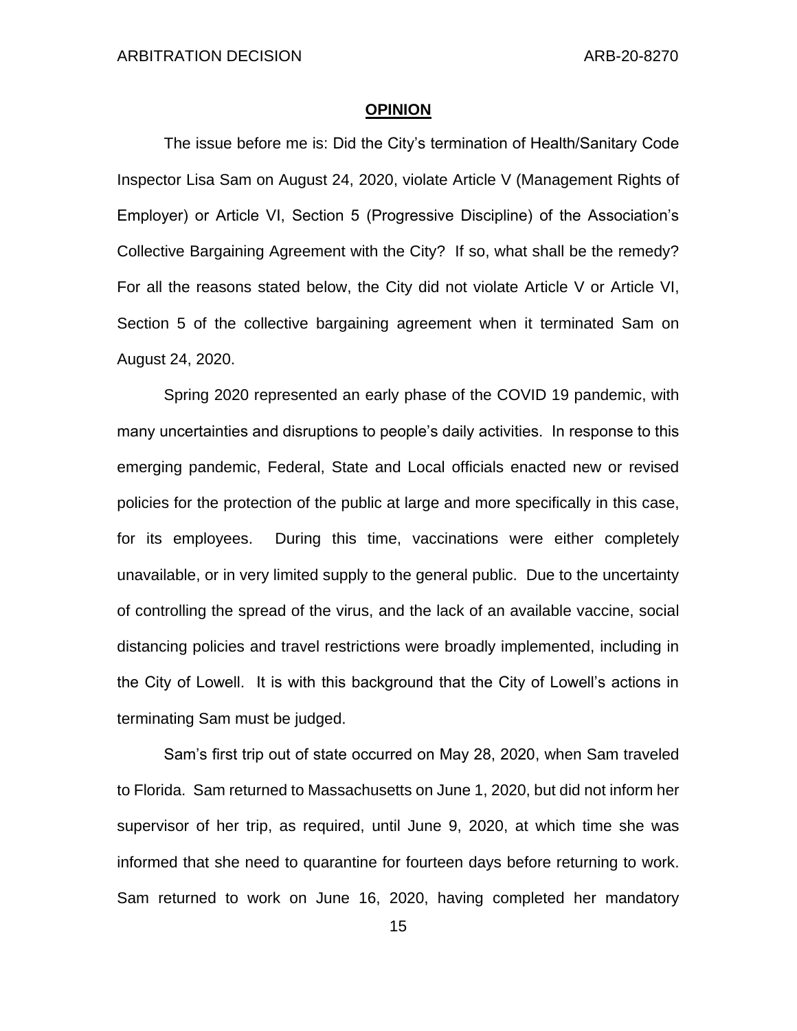## OPINION

The issue before me is: Did the City's termination of Health/Sanitary Code Inspector Lisa Sam on August 24, 2020, violate Article V (Management Rights of Employer) or Article VI, Section 5 (Progressive Discipline) of the Association's Collective Bargaining Agreement with the City? If so, what shall be the remedy? For all the reasons stated below, the City did not violate Article V or Article VI, Section 5 of the collective bargaining agreement when it terminated Sam on August 24, 2020.

Spring 2020 represented an early phase of the COVID 19 pandemic, with many uncertainties and disruptions to people's daily activities. In response to this emerging pandemic, Federal, State and Local officials enacted new or revised policies for the protection of the public at large and more specifically in this case, for its employees. During this time, vaccinations were either completely unavailable, or in very limited supply to the general public. Due to the uncertainty of controlling the spread of the virus, and the lack of an available vaccine, social distancing policies and travel restrictions were broadly implemented, including in the City of Lowell. It is with this background that the City of Lowell's actions in terminating Sam must be judged.

Sam's first trip out of state occurred on May 28, 2020, when Sam traveled to Florida. Sam returned to Massachusetts on June 1, 2020, but did not inform her supervisor of her trip, as required, until June 9, 2020, at which time she was informed that she need to quarantine for fourteen days before returning to work. Sam returned to work on June 16, 2020, having completed her mandatory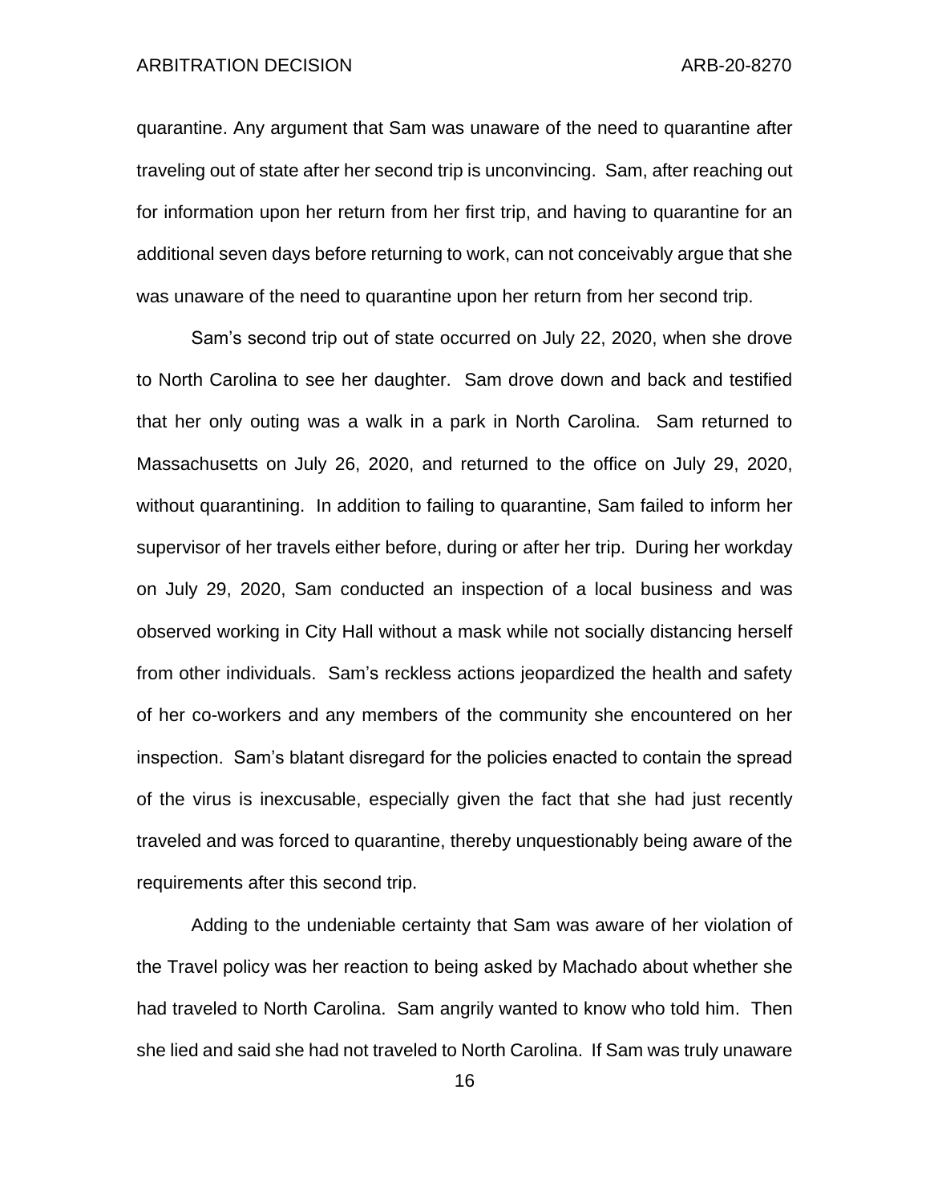quarantine. Any argument that Sam was unaware of the need to quarantine after traveling out of state after her second trip is unconvincing. Sam, after reaching out for information upon her return from her first trip, and having to quarantine for an additional seven days before returning to work, can not conceivably argue that she was unaware of the need to quarantine upon her return from her second trip.

Sam's second trip out of state occurred on July 22, 2020, when she drove to North Carolina to see her daughter. Sam drove down and back and testified that her only outing was a walk in a park in North Carolina. Sam returned to Massachusetts on July 26, 2020, and returned to the office on July 29, 2020, without quarantining. In addition to failing to quarantine, Sam failed to inform her supervisor of her travels either before, during or after her trip. During her workday on July 29, 2020, Sam conducted an inspection of a local business and was observed working in City Hall without a mask while not socially distancing herself from other individuals. Sam's reckless actions jeopardized the health and safety of her co-workers and any members of the community she encountered on her inspection. Sam's blatant disregard for the policies enacted to contain the spread of the virus is inexcusable, especially given the fact that she had just recently traveled and was forced to quarantine, thereby unquestionably being aware of the requirements after this second trip.

Adding to the undeniable certainty that Sam was aware of her violation of the Travel policy was her reaction to being asked by Machado about whether she had traveled to North Carolina. Sam angrily wanted to know who told him. Then she lied and said she had not traveled to North Carolina. If Sam was truly unaware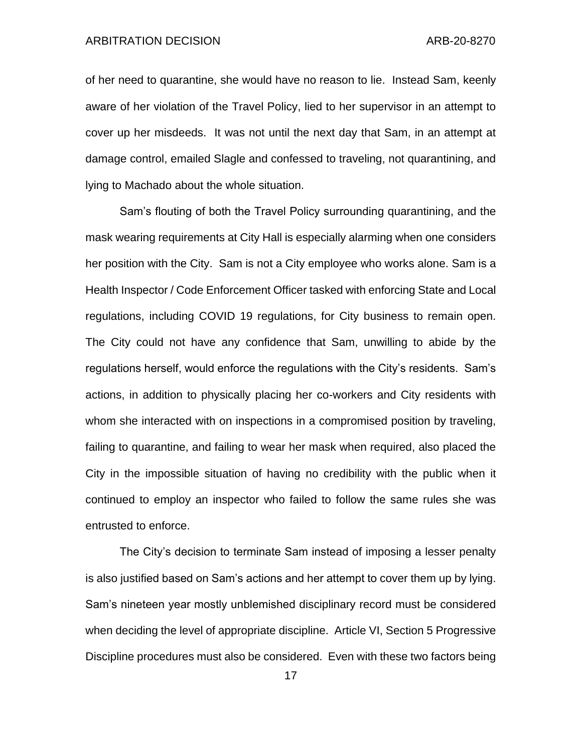of her need to quarantine, she would have no reason to lie. Instead Sam, keenly aware of her violation of the Travel Policy, lied to her supervisor in an attempt to cover up her misdeeds. It was not until the next day that Sam, in an attempt at damage control, emailed Slagle and confessed to traveling, not quarantining, and lying to Machado about the whole situation.

Sam's flouting of both the Travel Policy surrounding quarantining, and the mask wearing requirements at City Hall is especially alarming when one considers her position with the City. Sam is not a City employee who works alone. Sam is a Health Inspector / Code Enforcement Officer tasked with enforcing State and Local regulations, including COVID 19 regulations, for City business to remain open. The City could not have any confidence that Sam, unwilling to abide by the regulations herself, would enforce the regulations with the City's residents. Sam's actions, in addition to physically placing her co-workers and City residents with whom she interacted with on inspections in a compromised position by traveling, failing to quarantine, and failing to wear her mask when required, also placed the City in the impossible situation of having no credibility with the public when it continued to employ an inspector who failed to follow the same rules she was entrusted to enforce.

The City's decision to terminate Sam instead of imposing a lesser penalty is also justified based on Sam's actions and her attempt to cover them up by lying. Sam's nineteen year mostly unblemished disciplinary record must be considered when deciding the level of appropriate discipline. Article VI, Section 5 Progressive Discipline procedures must also be considered. Even with these two factors being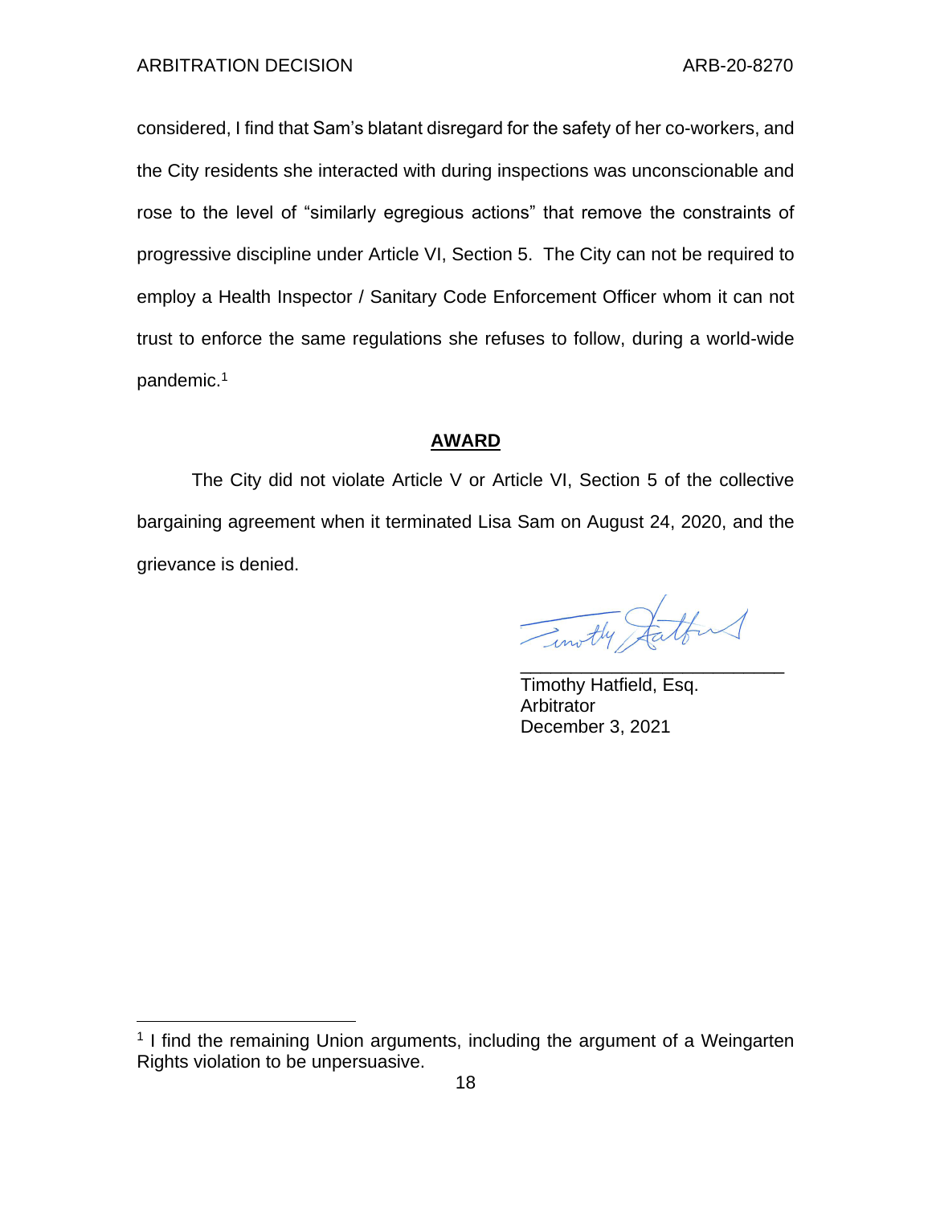considered, I find that Sam's blatant disregard for the safety of her co-workers, and the City residents she interacted with during inspections was unconscionable and rose to the level of "similarly egregious actions" that remove the constraints of progressive discipline under Article VI, Section 5. The City can not be required to employ a Health Inspector / Sanitary Code Enforcement Officer whom it can not trust to enforce the same regulations she refuses to follow, during a world-wide pandemic.[1]

## AWARD

The City did not violate Article V or Article VI, Section 5 of the collective bargaining agreement when it terminated Lisa Sam on August 24, 2020, and the grievance is denied.

Timothy Hatfield, Esq.
Arbitrator
December 3, 2021

[1] I find the remaining Union arguments, including the argument of a Weingarten Rights violation to be unpersuasive.